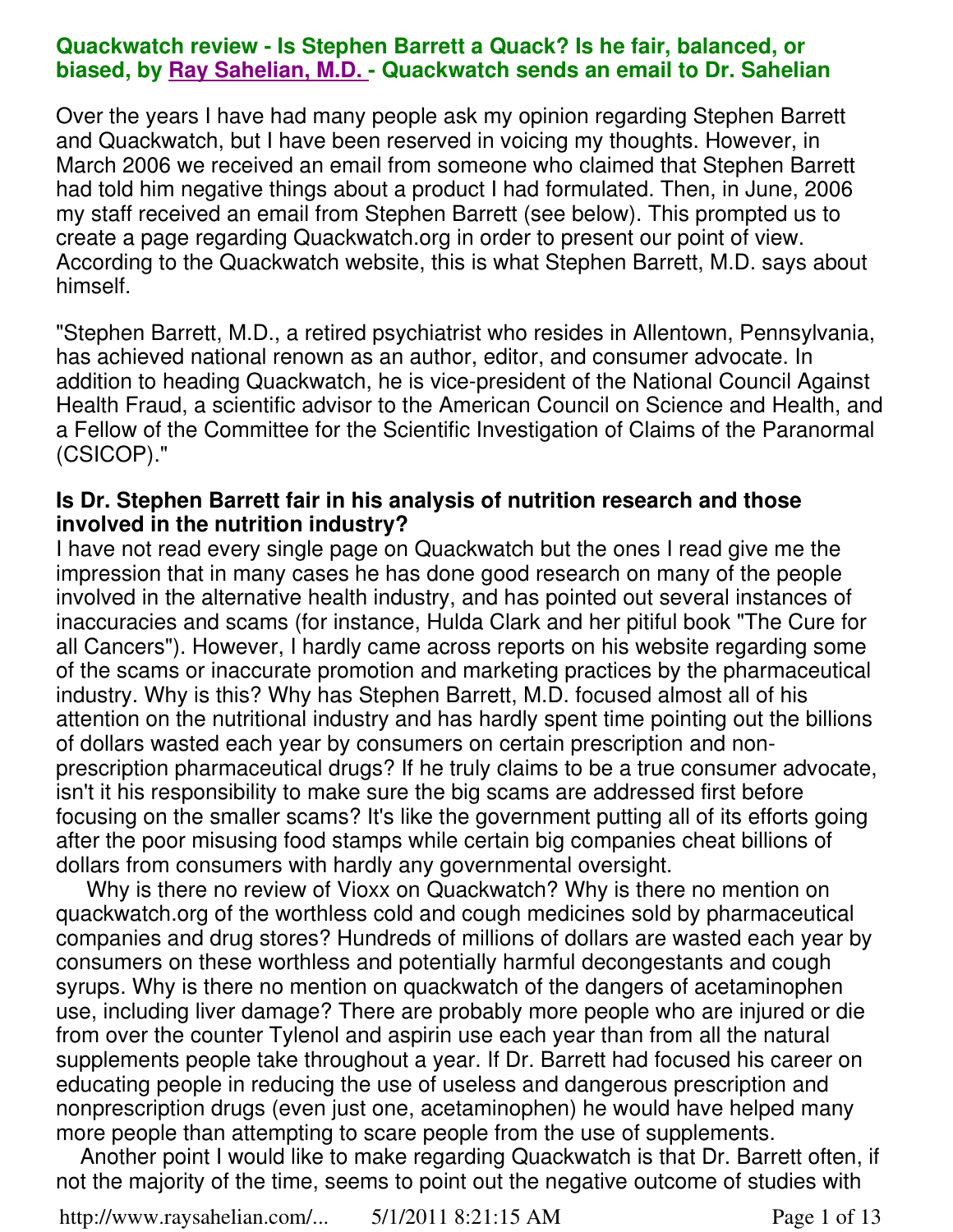## Quackwatch review - Is Stephen Barrett a Quack? Is he fair, balanced, or biased, by Ray Sahelian, M.D. - Quackwatch sends an email to Dr. Sahelian

Over the years I have had many people ask my opinion regarding Stephen Barrett and Quackwatch, but I have been reserved in voicing my thoughts. However, in March 2006 we received an email from someone who claimed that Stephen Barrett had told him negative things about a product I had formulated. Then, in June, 2006 my staff received an email from Stephen Barrett (see below). This prompted us to create a page regarding Quackwatch.org in order to present our point of view. According to the Quackwatch website, this is what Stephen Barrett, M.D. says about himself.

"Stephen Barrett, M.D., a retired psychiatrist who resides in Allentown, Pennsylvania, has achieved national renown as an author, editor, and consumer advocate. In addition to heading Quackwatch, he is vice-president of the National Council Against Health Fraud, a scientific advisor to the American Council on Science and Health, and a Fellow of the Committee for the Scientific Investigation of Claims of the Paranormal (CSICOP)."

**Is Dr. Stephen Barrett fair in his analysis of nutrition research and those involved in the nutrition industry?**

I have not read every single page on Quackwatch but the ones I read give me the impression that in many cases he has done good research on many of the people involved in the alternative health industry, and has pointed out several instances of inaccuracies and scams (for instance, Hulda Clark and her pitiful book "The Cure for all Cancers"). However, I hardly came across reports on his website regarding some of the scams or inaccurate promotion and marketing practices by the pharmaceutical industry. Why is this? Why has Stephen Barrett, M.D. focused almost all of his attention on the nutritional industry and has hardly spent time pointing out the billions of dollars wasted each year by consumers on certain prescription and non-prescription pharmaceutical drugs? If he truly claims to be a true consumer advocate, isn't it his responsibility to make sure the big scams are addressed first before focusing on the smaller scams? It's like the government putting all of its efforts going after the poor misusing food stamps while certain big companies cheat billions of dollars from consumers with hardly any governmental oversight.

Why is there no review of Vioxx on Quackwatch? Why is there no mention on quackwatch.org of the worthless cold and cough medicines sold by pharmaceutical companies and drug stores? Hundreds of millions of dollars are wasted each year by consumers on these worthless and potentially harmful decongestants and cough syrups. Why is there no mention on quackwatch of the dangers of acetaminophen use, including liver damage? There are probably more people who are injured or die from over the counter Tylenol and aspirin use each year than from all the natural supplements people take throughout a year. If Dr. Barrett had focused his career on educating people in reducing the use of useless and dangerous prescription and nonprescription drugs (even just one, acetaminophen) he would have helped many more people than attempting to scare people from the use of supplements.

Another point I would like to make regarding Quackwatch is that Dr. Barrett often, if not the majority of the time, seems to point out the negative outcome of studies with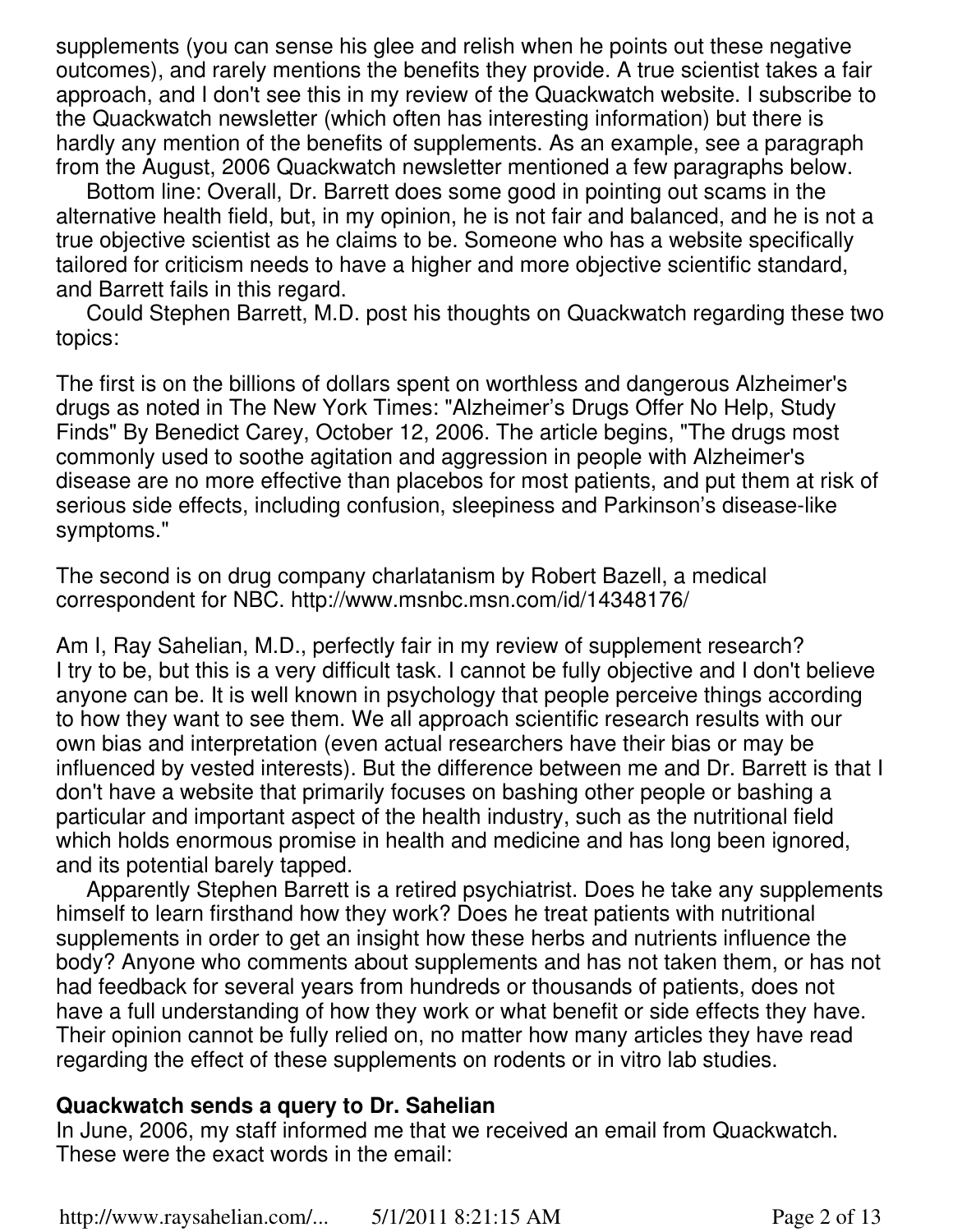supplements (you can sense his glee and relish when he points out these negative outcomes), and rarely mentions the benefits they provide. A true scientist takes a fair approach, and I don't see this in my review of the Quackwatch website. I subscribe to the Quackwatch newsletter (which often has interesting information) but there is hardly any mention of the benefits of supplements. As an example, see a paragraph from the August, 2006 Quackwatch newsletter mentioned a few paragraphs below.

Bottom line: Overall, Dr. Barrett does some good in pointing out scams in the alternative health field, but, in my opinion, he is not fair and balanced, and he is not a true objective scientist as he claims to be. Someone who has a website specifically tailored for criticism needs to have a higher and more objective scientific standard, and Barrett fails in this regard.

Could Stephen Barrett, M.D. post his thoughts on Quackwatch regarding these two topics:

The first is on the billions of dollars spent on worthless and dangerous Alzheimer's drugs as noted in The New York Times: "Alzheimer's Drugs Offer No Help, Study Finds" By Benedict Carey, October 12, 2006. The article begins, "The drugs most commonly used to soothe agitation and aggression in people with Alzheimer's disease are no more effective than placebos for most patients, and put them at risk of serious side effects, including confusion, sleepiness and Parkinson's disease-like symptoms."

The second is on drug company charlatanism by Robert Bazell, a medical correspondent for NBC. http://www.msnbc.msn.com/id/14348176/

Am I, Ray Sahelian, M.D., perfectly fair in my review of supplement research? I try to be, but this is a very difficult task. I cannot be fully objective and I don't believe anyone can be. It is well known in psychology that people perceive things according to how they want to see them. We all approach scientific research results with our own bias and interpretation (even actual researchers have their bias or may be influenced by vested interests). But the difference between me and Dr. Barrett is that I don't have a website that primarily focuses on bashing other people or bashing a particular and important aspect of the health industry, such as the nutritional field which holds enormous promise in health and medicine and has long been ignored, and its potential barely tapped.

Apparently Stephen Barrett is a retired psychiatrist. Does he take any supplements himself to learn firsthand how they work? Does he treat patients with nutritional supplements in order to get an insight how these herbs and nutrients influence the body? Anyone who comments about supplements and has not taken them, or has not had feedback for several years from hundreds or thousands of patients, does not have a full understanding of how they work or what benefit or side effects they have. Their opinion cannot be fully relied on, no matter how many articles they have read regarding the effect of these supplements on rodents or in vitro lab studies.

### Quackwatch sends a query to Dr. Sahelian

In June, 2006, my staff informed me that we received an email from Quackwatch. These were the exact words in the email: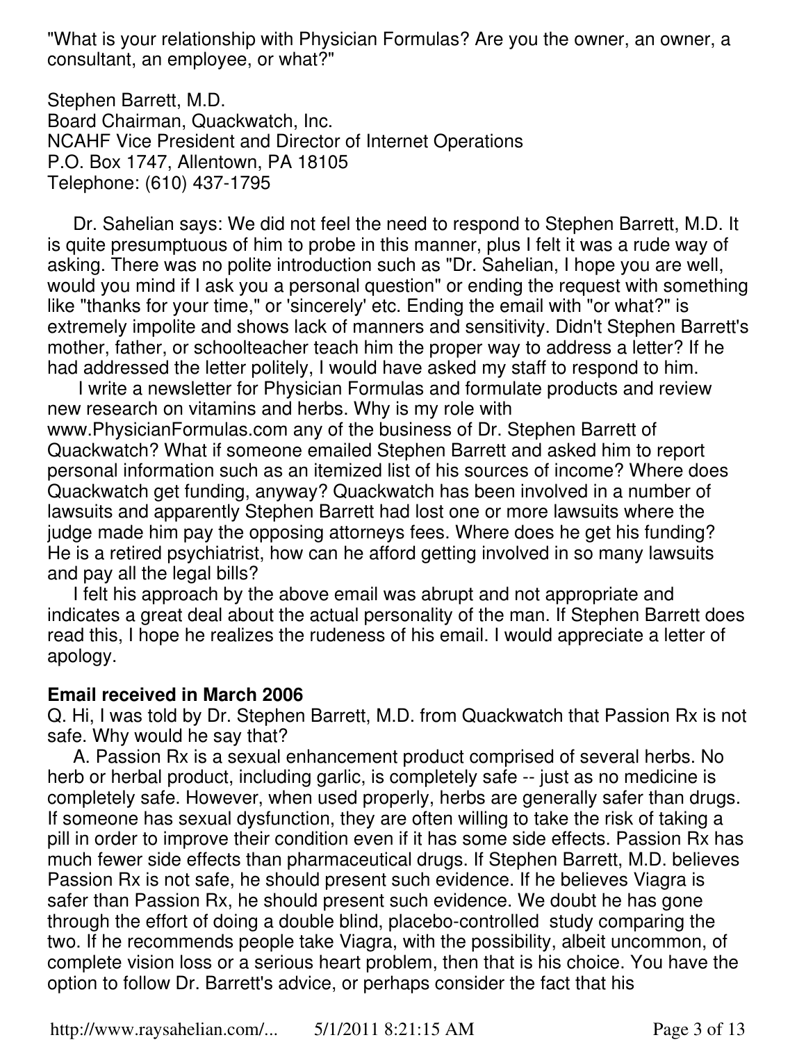"What is your relationship with Physician Formulas? Are you the owner, an owner, a consultant, an employee, or what?"

Stephen Barrett, M.D.
Board Chairman, Quackwatch, Inc.
NCAHF Vice President and Director of Internet Operations
P.O. Box 1747, Allentown, PA 18105
Telephone: (610) 437-1795

Dr. Sahelian says: We did not feel the need to respond to Stephen Barrett, M.D. It is quite presumptuous of him to probe in this manner, plus I felt it was a rude way of asking. There was no polite introduction such as "Dr. Sahelian, I hope you are well, would you mind if I ask you a personal question" or ending the request with something like "thanks for your time," or 'sincerely' etc. Ending the email with "or what?" is extremely impolite and shows lack of manners and sensitivity. Didn't Stephen Barrett's mother, father, or schoolteacher teach him the proper way to address a letter? If he had addressed the letter politely, I would have asked my staff to respond to him.

I write a newsletter for Physician Formulas and formulate products and review new research on vitamins and herbs. Why is my role with www.PhysicianFormulas.com any of the business of Dr. Stephen Barrett of Quackwatch? What if someone emailed Stephen Barrett and asked him to report personal information such as an itemized list of his sources of income? Where does Quackwatch get funding, anyway? Quackwatch has been involved in a number of lawsuits and apparently Stephen Barrett had lost one or more lawsuits where the judge made him pay the opposing attorneys fees. Where does he get his funding? He is a retired psychiatrist, how can he afford getting involved in so many lawsuits and pay all the legal bills?

I felt his approach by the above email was abrupt and not appropriate and indicates a great deal about the actual personality of the man. If Stephen Barrett does read this, I hope he realizes the rudeness of his email. I would appreciate a letter of apology.

**Email received in March 2006**

Q. Hi, I was told by Dr. Stephen Barrett, M.D. from Quackwatch that Passion Rx is not safe. Why would he say that?

A. Passion Rx is a sexual enhancement product comprised of several herbs. No herb or herbal product, including garlic, is completely safe -- just as no medicine is completely safe. However, when used properly, herbs are generally safer than drugs. If someone has sexual dysfunction, they are often willing to take the risk of taking a pill in order to improve their condition even if it has some side effects. Passion Rx has much fewer side effects than pharmaceutical drugs. If Stephen Barrett, M.D. believes Passion Rx is not safe, he should present such evidence. If he believes Viagra is safer than Passion Rx, he should present such evidence. We doubt he has gone through the effort of doing a double blind, placebo-controlled study comparing the two. If he recommends people take Viagra, with the possibility, albeit uncommon, of complete vision loss or a serious heart problem, then that is his choice. You have the option to follow Dr. Barrett's advice, or perhaps consider the fact that his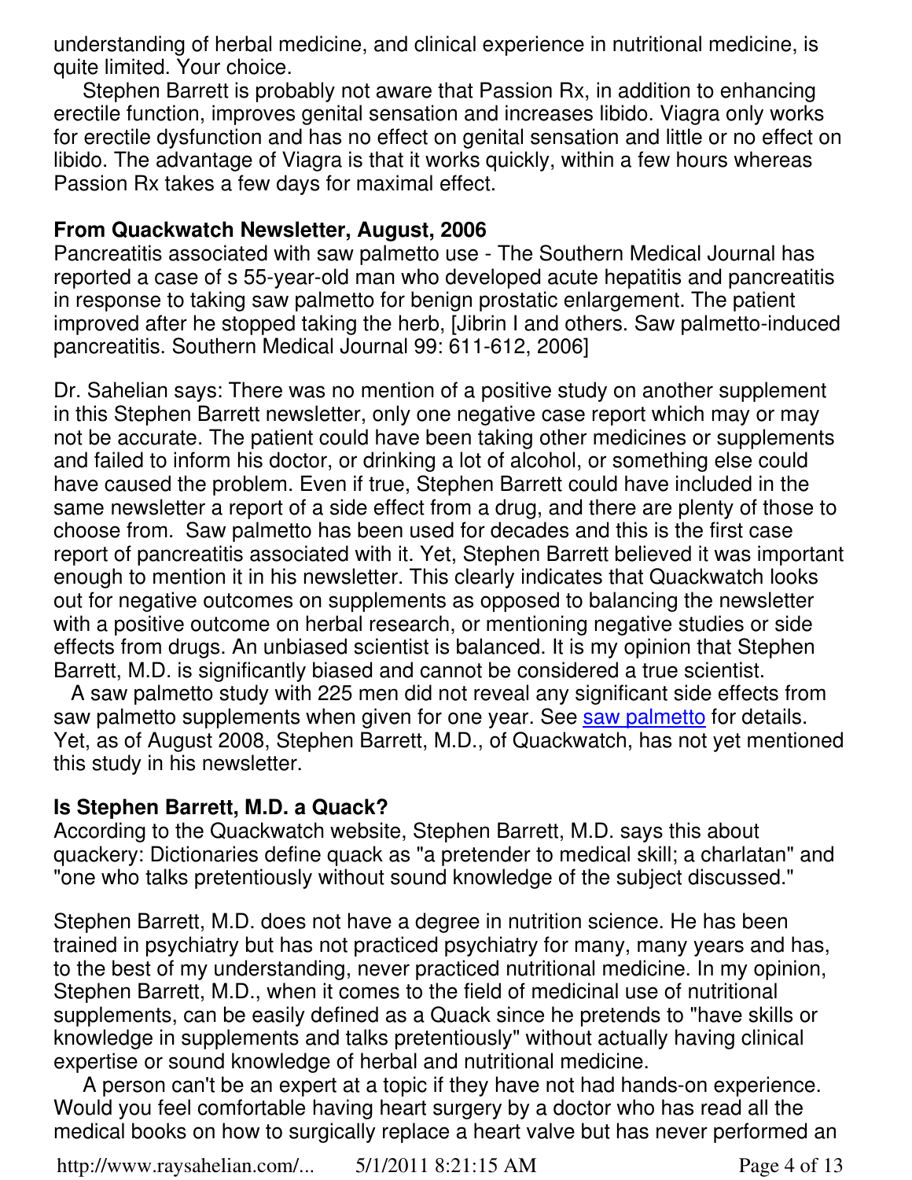understanding of herbal medicine, and clinical experience in nutritional medicine, is quite limited. Your choice.

Stephen Barrett is probably not aware that Passion Rx, in addition to enhancing erectile function, improves genital sensation and increases libido. Viagra only works for erectile dysfunction and has no effect on genital sensation and little or no effect on libido. The advantage of Viagra is that it works quickly, within a few hours whereas Passion Rx takes a few days for maximal effect.

**From Quackwatch Newsletter, August, 2006**
Pancreatitis associated with saw palmetto use - The Southern Medical Journal has reported a case of s 55-year-old man who developed acute hepatitis and pancreatitis in response to taking saw palmetto for benign prostatic enlargement. The patient improved after he stopped taking the herb, [Jibrin I and others. Saw palmetto-induced pancreatitis. Southern Medical Journal 99: 611-612, 2006]

Dr. Sahelian says: There was no mention of a positive study on another supplement in this Stephen Barrett newsletter, only one negative case report which may or may not be accurate. The patient could have been taking other medicines or supplements and failed to inform his doctor, or drinking a lot of alcohol, or something else could have caused the problem. Even if true, Stephen Barrett could have included in the same newsletter a report of a side effect from a drug, and there are plenty of those to choose from. Saw palmetto has been used for decades and this is the first case report of pancreatitis associated with it. Yet, Stephen Barrett believed it was important enough to mention it in his newsletter. This clearly indicates that Quackwatch looks out for negative outcomes on supplements as opposed to balancing the newsletter with a positive outcome on herbal research, or mentioning negative studies or side effects from drugs. An unbiased scientist is balanced. It is my opinion that Stephen Barrett, M.D. is significantly biased and cannot be considered a true scientist.

A saw palmetto study with 225 men did not reveal any significant side effects from saw palmetto supplements when given for one year. See saw palmetto for details. Yet, as of August 2008, Stephen Barrett, M.D., of Quackwatch, has not yet mentioned this study in his newsletter.

**Is Stephen Barrett, M.D. a Quack?**
According to the Quackwatch website, Stephen Barrett, M.D. says this about quackery: Dictionaries define quack as "a pretender to medical skill; a charlatan" and "one who talks pretentiously without sound knowledge of the subject discussed."

Stephen Barrett, M.D. does not have a degree in nutrition science. He has been trained in psychiatry but has not practiced psychiatry for many, many years and has, to the best of my understanding, never practiced nutritional medicine. In my opinion, Stephen Barrett, M.D., when it comes to the field of medicinal use of nutritional supplements, can be easily defined as a Quack since he pretends to "have skills or knowledge in supplements and talks pretentiously" without actually having clinical expertise or sound knowledge of herbal and nutritional medicine.

A person can't be an expert at a topic if they have not had hands-on experience. Would you feel comfortable having heart surgery by a doctor who has read all the medical books on how to surgically replace a heart valve but has never performed an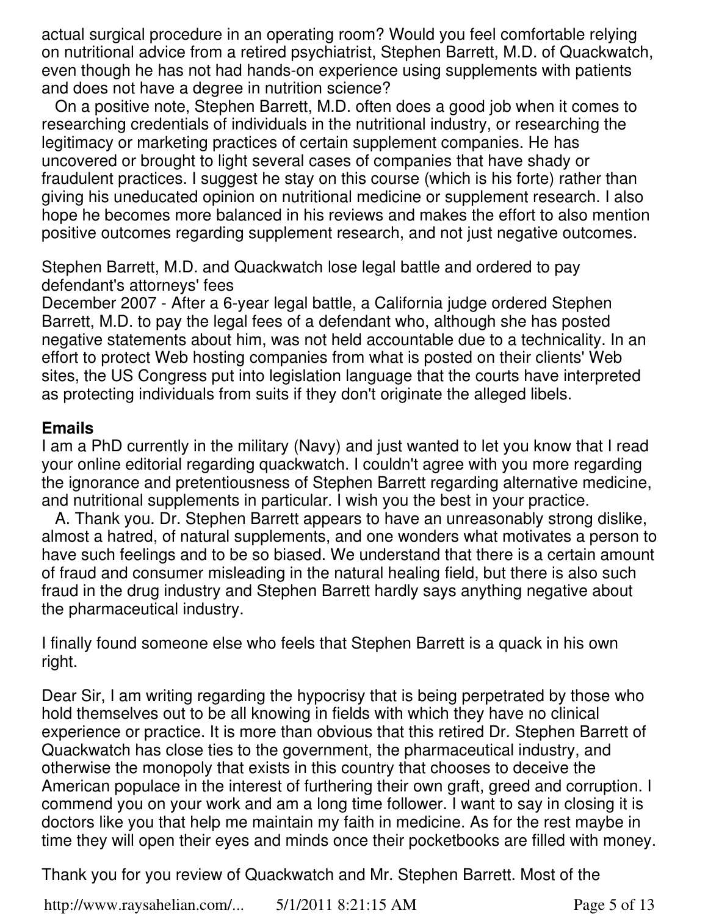actual surgical procedure in an operating room? Would you feel comfortable relying on nutritional advice from a retired psychiatrist, Stephen Barrett, M.D. of Quackwatch, even though he has not had hands-on experience using supplements with patients and does not have a degree in nutrition science?

On a positive note, Stephen Barrett, M.D. often does a good job when it comes to researching credentials of individuals in the nutritional industry, or researching the legitimacy or marketing practices of certain supplement companies. He has uncovered or brought to light several cases of companies that have shady or fraudulent practices. I suggest he stay on this course (which is his forte) rather than giving his uneducated opinion on nutritional medicine or supplement research. I also hope he becomes more balanced in his reviews and makes the effort to also mention positive outcomes regarding supplement research, and not just negative outcomes.

Stephen Barrett, M.D. and Quackwatch lose legal battle and ordered to pay defendant's attorneys' fees
December 2007 - After a 6-year legal battle, a California judge ordered Stephen Barrett, M.D. to pay the legal fees of a defendant who, although she has posted negative statements about him, was not held accountable due to a technicality. In an effort to protect Web hosting companies from what is posted on their clients' Web sites, the US Congress put into legislation language that the courts have interpreted as protecting individuals from suits if they don't originate the alleged libels.

**Emails**

I am a PhD currently in the military (Navy) and just wanted to let you know that I read your online editorial regarding quackwatch. I couldn't agree with you more regarding the ignorance and pretentiousness of Stephen Barrett regarding alternative medicine, and nutritional supplements in particular. I wish you the best in your practice.

A. Thank you. Dr. Stephen Barrett appears to have an unreasonably strong dislike, almost a hatred, of natural supplements, and one wonders what motivates a person to have such feelings and to be so biased. We understand that there is a certain amount of fraud and consumer misleading in the natural healing field, but there is also such fraud in the drug industry and Stephen Barrett hardly says anything negative about the pharmaceutical industry.

I finally found someone else who feels that Stephen Barrett is a quack in his own right.

Dear Sir, I am writing regarding the hypocrisy that is being perpetrated by those who hold themselves out to be all knowing in fields with which they have no clinical experience or practice. It is more than obvious that this retired Dr. Stephen Barrett of Quackwatch has close ties to the government, the pharmaceutical industry, and otherwise the monopoly that exists in this country that chooses to deceive the American populace in the interest of furthering their own graft, greed and corruption. I commend you on your work and am a long time follower. I want to say in closing it is doctors like you that help me maintain my faith in medicine. As for the rest maybe in time they will open their eyes and minds once their pocketbooks are filled with money.

Thank you for you review of Quackwatch and Mr. Stephen Barrett. Most of the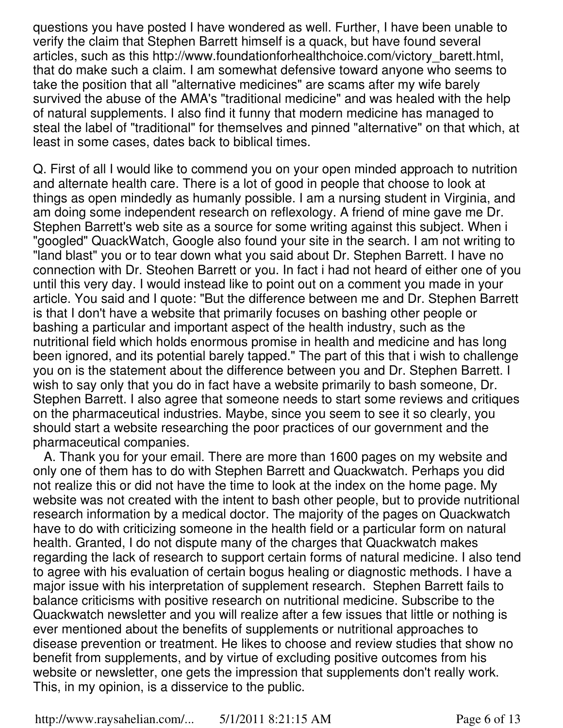questions you have posted I have wondered as well. Further, I have been unable to verify the claim that Stephen Barrett himself is a quack, but have found several articles, such as this http://www.foundationforhealthchoice.com/victory_barett.html, that do make such a claim. I am somewhat defensive toward anyone who seems to take the position that all "alternative medicines" are scams after my wife barely survived the abuse of the AMA's "traditional medicine" and was healed with the help of natural supplements. I also find it funny that modern medicine has managed to steal the label of "traditional" for themselves and pinned "alternative" on that which, at least in some cases, dates back to biblical times.

Q. First of all I would like to commend you on your open minded approach to nutrition and alternate health care. There is a lot of good in people that choose to look at things as open mindedly as humanly possible. I am a nursing student in Virginia, and am doing some independent research on reflexology. A friend of mine gave me Dr. Stephen Barrett's web site as a source for some writing against this subject. When i "googled" QuackWatch, Google also found your site in the search. I am not writing to "land blast" you or to tear down what you said about Dr. Stephen Barrett. I have no connection with Dr. Steohen Barrett or you. In fact i had not heard of either one of you until this very day. I would instead like to point out on a comment you made in your article. You said and I quote: "But the difference between me and Dr. Stephen Barrett is that I don't have a website that primarily focuses on bashing other people or bashing a particular and important aspect of the health industry, such as the nutritional field which holds enormous promise in health and medicine and has long been ignored, and its potential barely tapped." The part of this that i wish to challenge you on is the statement about the difference between you and Dr. Stephen Barrett. I wish to say only that you do in fact have a website primarily to bash someone, Dr. Stephen Barrett. I also agree that someone needs to start some reviews and critiques on the pharmaceutical industries. Maybe, since you seem to see it so clearly, you should start a website researching the poor practices of our government and the pharmaceutical companies.

A. Thank you for your email. There are more than 1600 pages on my website and only one of them has to do with Stephen Barrett and Quackwatch. Perhaps you did not realize this or did not have the time to look at the index on the home page. My website was not created with the intent to bash other people, but to provide nutritional research information by a medical doctor. The majority of the pages on Quackwatch have to do with criticizing someone in the health field or a particular form on natural health. Granted, I do not dispute many of the charges that Quackwatch makes regarding the lack of research to support certain forms of natural medicine. I also tend to agree with his evaluation of certain bogus healing or diagnostic methods. I have a major issue with his interpretation of supplement research. Stephen Barrett fails to balance criticisms with positive research on nutritional medicine. Subscribe to the Quackwatch newsletter and you will realize after a few issues that little or nothing is ever mentioned about the benefits of supplements or nutritional approaches to disease prevention or treatment. He likes to choose and review studies that show no benefit from supplements, and by virtue of excluding positive outcomes from his website or newsletter, one gets the impression that supplements don't really work. This, in my opinion, is a disservice to the public.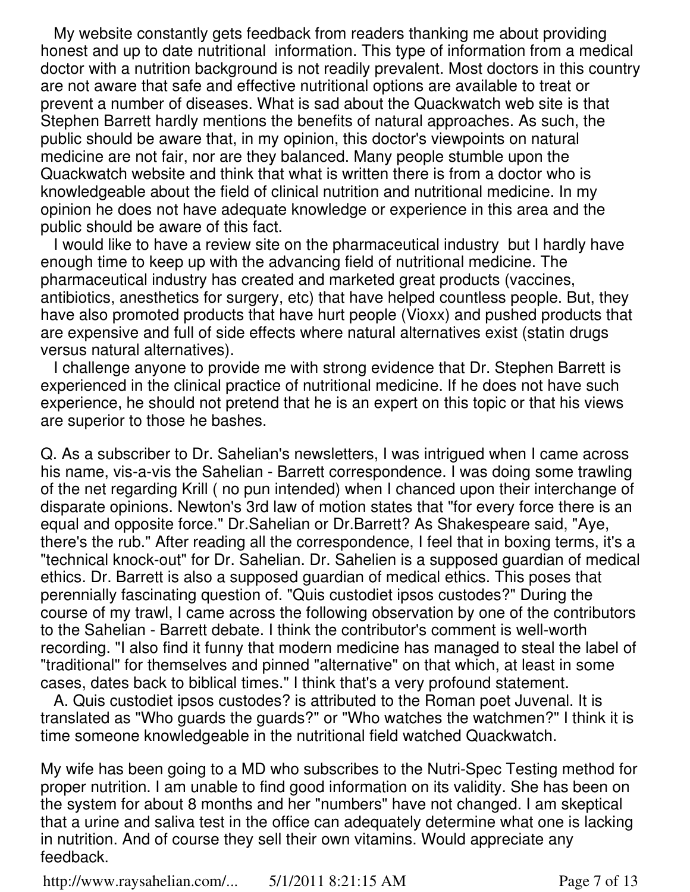My website constantly gets feedback from readers thanking me about providing honest and up to date nutritional information. This type of information from a medical doctor with a nutrition background is not readily prevalent. Most doctors in this country are not aware that safe and effective nutritional options are available to treat or prevent a number of diseases. What is sad about the Quackwatch web site is that Stephen Barrett hardly mentions the benefits of natural approaches. As such, the public should be aware that, in my opinion, this doctor's viewpoints on natural medicine are not fair, nor are they balanced. Many people stumble upon the Quackwatch website and think that what is written there is from a doctor who is knowledgeable about the field of clinical nutrition and nutritional medicine. In my opinion he does not have adequate knowledge or experience in this area and the public should be aware of this fact.

I would like to have a review site on the pharmaceutical industry but I hardly have enough time to keep up with the advancing field of nutritional medicine. The pharmaceutical industry has created and marketed great products (vaccines, antibiotics, anesthetics for surgery, etc) that have helped countless people. But, they have also promoted products that have hurt people (Vioxx) and pushed products that are expensive and full of side effects where natural alternatives exist (statin drugs versus natural alternatives).

I challenge anyone to provide me with strong evidence that Dr. Stephen Barrett is experienced in the clinical practice of nutritional medicine. If he does not have such experience, he should not pretend that he is an expert on this topic or that his views are superior to those he bashes.

Q. As a subscriber to Dr. Sahelian's newsletters, I was intrigued when I came across his name, vis-a-vis the Sahelian - Barrett correspondence. I was doing some trawling of the net regarding Krill ( no pun intended) when I chanced upon their interchange of disparate opinions. Newton's 3rd law of motion states that "for every force there is an equal and opposite force." Dr.Sahelian or Dr.Barrett? As Shakespeare said, "Aye, there's the rub." After reading all the correspondence, I feel that in boxing terms, it's a "technical knock-out" for Dr. Sahelian. Dr. Sahelien is a supposed guardian of medical ethics. Dr. Barrett is also a supposed guardian of medical ethics. This poses that perennially fascinating question of. "Quis custodiet ipsos custodes?" During the course of my trawl, I came across the following observation by one of the contributors to the Sahelian - Barrett debate. I think the contributor's comment is well-worth recording. "I also find it funny that modern medicine has managed to steal the label of "traditional" for themselves and pinned "alternative" on that which, at least in some cases, dates back to biblical times." I think that's a very profound statement.

A. Quis custodiet ipsos custodes? is attributed to the Roman poet Juvenal. It is translated as "Who guards the guards?" or "Who watches the watchmen?" I think it is time someone knowledgeable in the nutritional field watched Quackwatch.

My wife has been going to a MD who subscribes to the Nutri-Spec Testing method for proper nutrition. I am unable to find good information on its validity. She has been on the system for about 8 months and her "numbers" have not changed. I am skeptical that a urine and saliva test in the office can adequately determine what one is lacking in nutrition. And of course they sell their own vitamins. Would appreciate any feedback.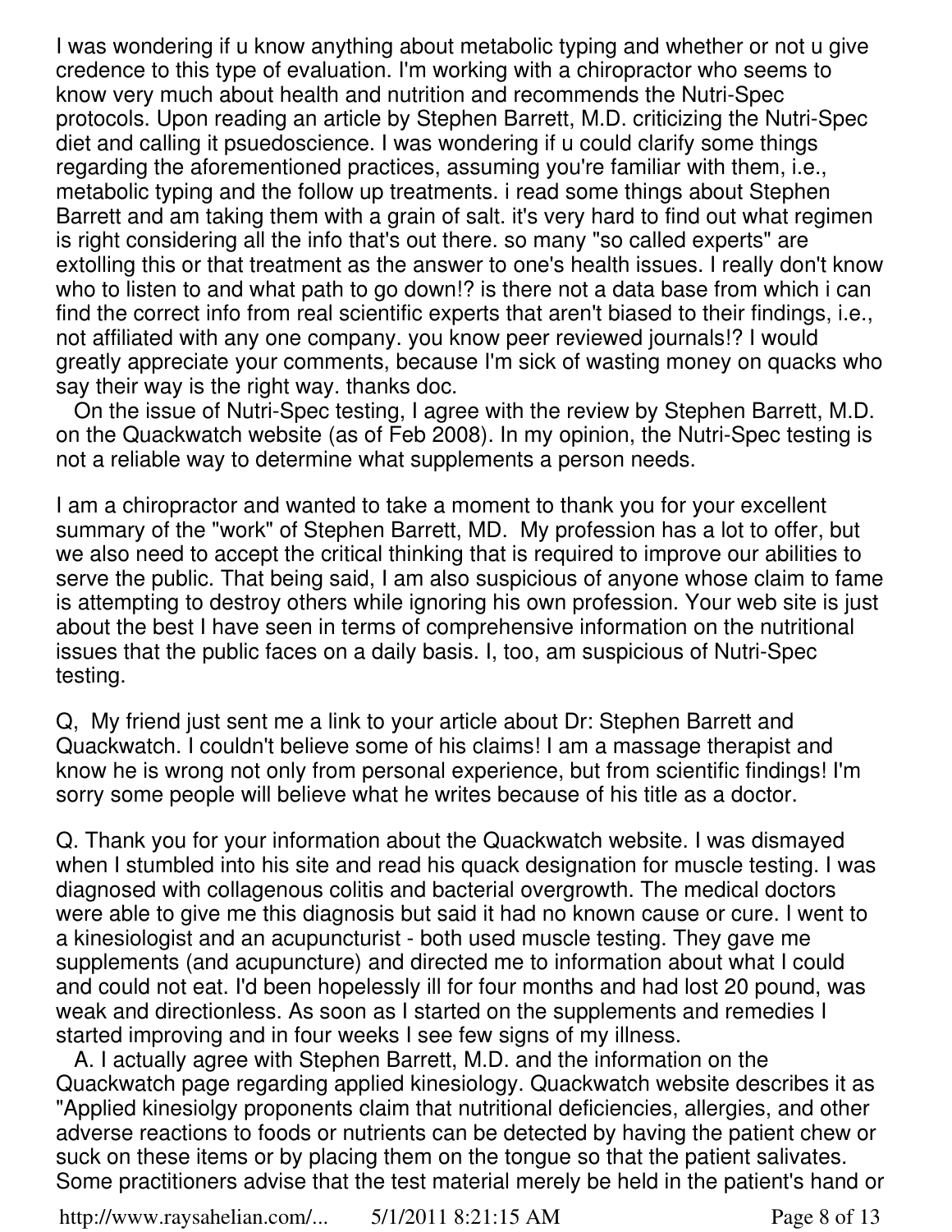I was wondering if u know anything about metabolic typing and whether or not u give credence to this type of evaluation. I'm working with a chiropractor who seems to know very much about health and nutrition and recommends the Nutri-Spec protocols. Upon reading an article by Stephen Barrett, M.D. criticizing the Nutri-Spec diet and calling it psuedoscience. I was wondering if u could clarify some things regarding the aforementioned practices, assuming you're familiar with them, i.e., metabolic typing and the follow up treatments. i read some things about Stephen Barrett and am taking them with a grain of salt. it's very hard to find out what regimen is right considering all the info that's out there. so many "so called experts" are extolling this or that treatment as the answer to one's health issues. I really don't know who to listen to and what path to go down!? is there not a data base from which i can find the correct info from real scientific experts that aren't biased to their findings, i.e., not affiliated with any one company. you know peer reviewed journals!? I would greatly appreciate your comments, because I'm sick of wasting money on quacks who say their way is the right way. thanks doc.

On the issue of Nutri-Spec testing, I agree with the review by Stephen Barrett, M.D. on the Quackwatch website (as of Feb 2008). In my opinion, the Nutri-Spec testing is not a reliable way to determine what supplements a person needs.

I am a chiropractor and wanted to take a moment to thank you for your excellent summary of the "work" of Stephen Barrett, MD. My profession has a lot to offer, but we also need to accept the critical thinking that is required to improve our abilities to serve the public. That being said, I am also suspicious of anyone whose claim to fame is attempting to destroy others while ignoring his own profession. Your web site is just about the best I have seen in terms of comprehensive information on the nutritional issues that the public faces on a daily basis. I, too, am suspicious of Nutri-Spec testing.

Q, My friend just sent me a link to your article about Dr: Stephen Barrett and Quackwatch. I couldn't believe some of his claims! I am a massage therapist and know he is wrong not only from personal experience, but from scientific findings! I'm sorry some people will believe what he writes because of his title as a doctor.

Q. Thank you for your information about the Quackwatch website. I was dismayed when I stumbled into his site and read his quack designation for muscle testing. I was diagnosed with collagenous colitis and bacterial overgrowth. The medical doctors were able to give me this diagnosis but said it had no known cause or cure. I went to a kinesiologist and an acupuncturist - both used muscle testing. They gave me supplements (and acupuncture) and directed me to information about what I could and could not eat. I'd been hopelessly ill for four months and had lost 20 pound, was weak and directionless. As soon as I started on the supplements and remedies I started improving and in four weeks I see few signs of my illness.

A. I actually agree with Stephen Barrett, M.D. and the information on the Quackwatch page regarding applied kinesiology. Quackwatch website describes it as "Applied kinesiolgy proponents claim that nutritional deficiencies, allergies, and other adverse reactions to foods or nutrients can be detected by having the patient chew or suck on these items or by placing them on the tongue so that the patient salivates. Some practitioners advise that the test material merely be held in the patient's hand or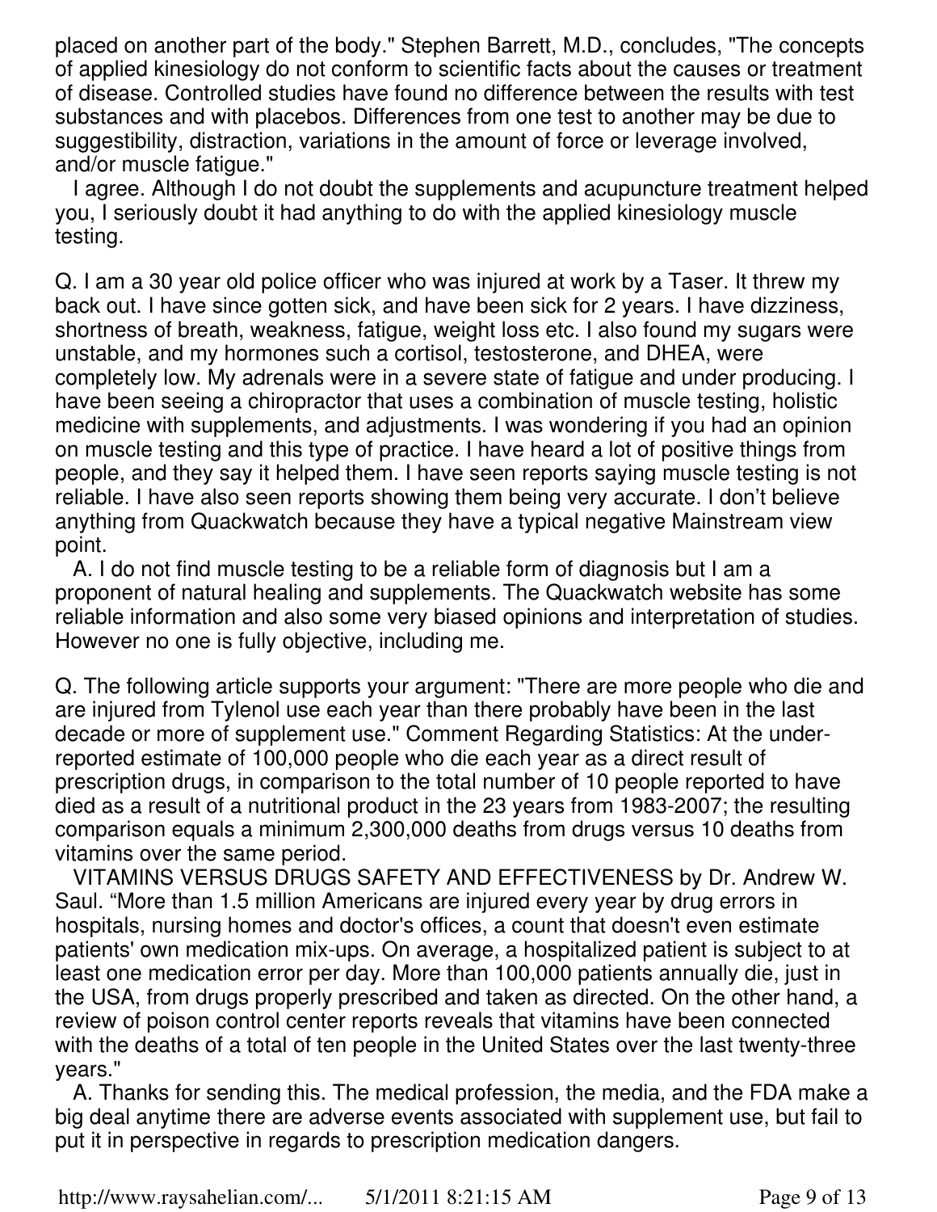placed on another part of the body." Stephen Barrett, M.D., concludes, "The concepts of applied kinesiology do not conform to scientific facts about the causes or treatment of disease. Controlled studies have found no difference between the results with test substances and with placebos. Differences from one test to another may be due to suggestibility, distraction, variations in the amount of force or leverage involved, and/or muscle fatigue."

I agree. Although I do not doubt the supplements and acupuncture treatment helped you, I seriously doubt it had anything to do with the applied kinesiology muscle testing.

Q. I am a 30 year old police officer who was injured at work by a Taser. It threw my back out. I have since gotten sick, and have been sick for 2 years. I have dizziness, shortness of breath, weakness, fatigue, weight loss etc. I also found my sugars were unstable, and my hormones such a cortisol, testosterone, and DHEA, were completely low. My adrenals were in a severe state of fatigue and under producing. I have been seeing a chiropractor that uses a combination of muscle testing, holistic medicine with supplements, and adjustments. I was wondering if you had an opinion on muscle testing and this type of practice. I have heard a lot of positive things from people, and they say it helped them. I have seen reports saying muscle testing is not reliable. I have also seen reports showing them being very accurate. I don't believe anything from Quackwatch because they have a typical negative Mainstream view point.

A. I do not find muscle testing to be a reliable form of diagnosis but I am a proponent of natural healing and supplements. The Quackwatch website has some reliable information and also some very biased opinions and interpretation of studies. However no one is fully objective, including me.

Q. The following article supports your argument: "There are more people who die and are injured from Tylenol use each year than there probably have been in the last decade or more of supplement use." Comment Regarding Statistics: At the under-reported estimate of 100,000 people who die each year as a direct result of prescription drugs, in comparison to the total number of 10 people reported to have died as a result of a nutritional product in the 23 years from 1983-2007; the resulting comparison equals a minimum 2,300,000 deaths from drugs versus 10 deaths from vitamins over the same period.

VITAMINS VERSUS DRUGS SAFETY AND EFFECTIVENESS by Dr. Andrew W. Saul. "More than 1.5 million Americans are injured every year by drug errors in hospitals, nursing homes and doctor's offices, a count that doesn't even estimate patients' own medication mix-ups. On average, a hospitalized patient is subject to at least one medication error per day. More than 100,000 patients annually die, just in the USA, from drugs properly prescribed and taken as directed. On the other hand, a review of poison control center reports reveals that vitamins have been connected with the deaths of a total of ten people in the United States over the last twenty-three years."

A. Thanks for sending this. The medical profession, the media, and the FDA make a big deal anytime there are adverse events associated with supplement use, but fail to put it in perspective in regards to prescription medication dangers.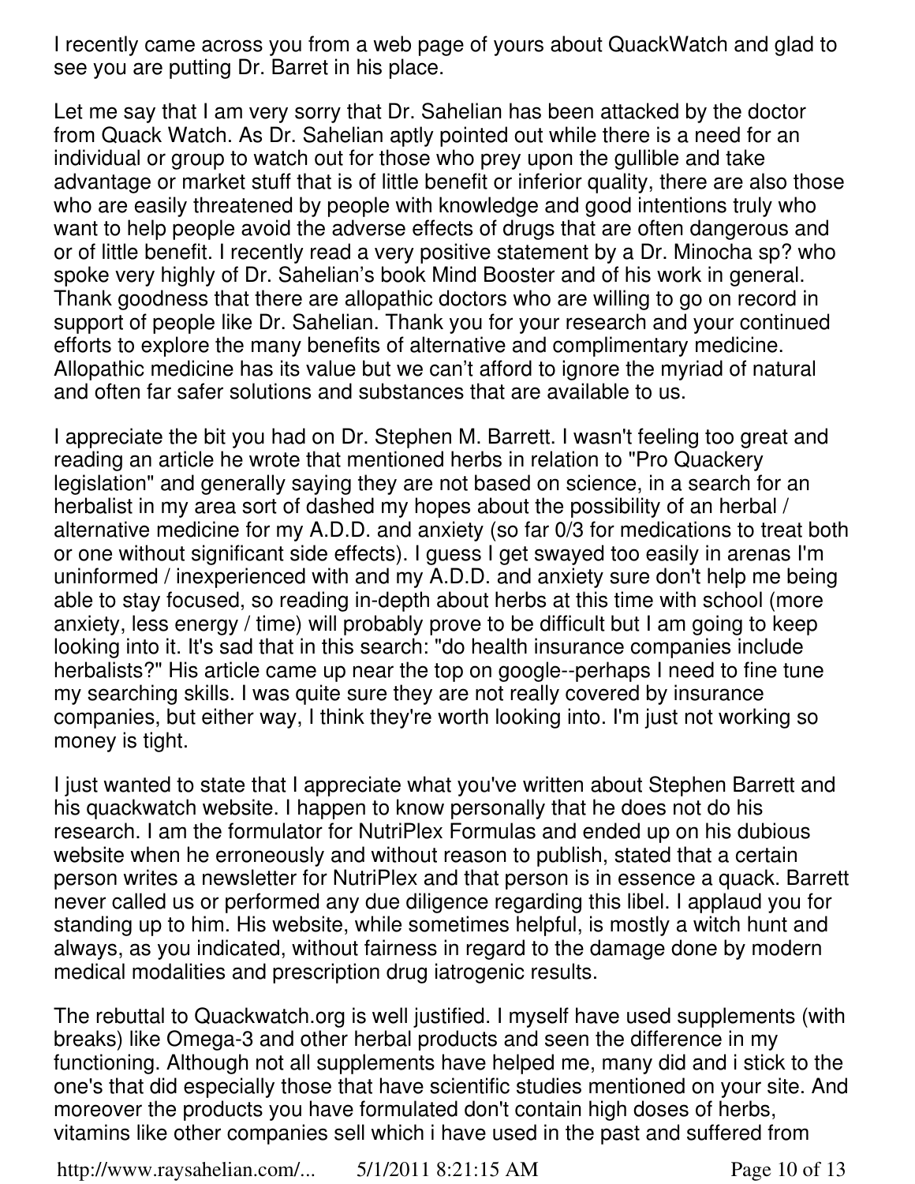I recently came across you from a web page of yours about QuackWatch and glad to see you are putting Dr. Barret in his place.

Let me say that I am very sorry that Dr. Sahelian has been attacked by the doctor from Quack Watch. As Dr. Sahelian aptly pointed out while there is a need for an individual or group to watch out for those who prey upon the gullible and take advantage or market stuff that is of little benefit or inferior quality, there are also those who are easily threatened by people with knowledge and good intentions truly who want to help people avoid the adverse effects of drugs that are often dangerous and or of little benefit. I recently read a very positive statement by a Dr. Minocha sp? who spoke very highly of Dr. Sahelian's book Mind Booster and of his work in general. Thank goodness that there are allopathic doctors who are willing to go on record in support of people like Dr. Sahelian. Thank you for your research and your continued efforts to explore the many benefits of alternative and complimentary medicine. Allopathic medicine has its value but we can't afford to ignore the myriad of natural and often far safer solutions and substances that are available to us.

I appreciate the bit you had on Dr. Stephen M. Barrett. I wasn't feeling too great and reading an article he wrote that mentioned herbs in relation to "Pro Quackery legislation" and generally saying they are not based on science, in a search for an herbalist in my area sort of dashed my hopes about the possibility of an herbal / alternative medicine for my A.D.D. and anxiety (so far 0/3 for medications to treat both or one without significant side effects). I guess I get swayed too easily in arenas I'm uninformed / inexperienced with and my A.D.D. and anxiety sure don't help me being able to stay focused, so reading in-depth about herbs at this time with school (more anxiety, less energy / time) will probably prove to be difficult but I am going to keep looking into it. It's sad that in this search: "do health insurance companies include herbalists?" His article came up near the top on google--perhaps I need to fine tune my searching skills. I was quite sure they are not really covered by insurance companies, but either way, I think they're worth looking into. I'm just not working so money is tight.

I just wanted to state that I appreciate what you've written about Stephen Barrett and his quackwatch website. I happen to know personally that he does not do his research. I am the formulator for NutriPlex Formulas and ended up on his dubious website when he erroneously and without reason to publish, stated that a certain person writes a newsletter for NutriPlex and that person is in essence a quack. Barrett never called us or performed any due diligence regarding this libel. I applaud you for standing up to him. His website, while sometimes helpful, is mostly a witch hunt and always, as you indicated, without fairness in regard to the damage done by modern medical modalities and prescription drug iatrogenic results.

The rebuttal to Quackwatch.org is well justified. I myself have used supplements (with breaks) like Omega-3 and other herbal products and seen the difference in my functioning. Although not all supplements have helped me, many did and i stick to the one's that did especially those that have scientific studies mentioned on your site. And moreover the products you have formulated don't contain high doses of herbs, vitamins like other companies sell which i have used in the past and suffered from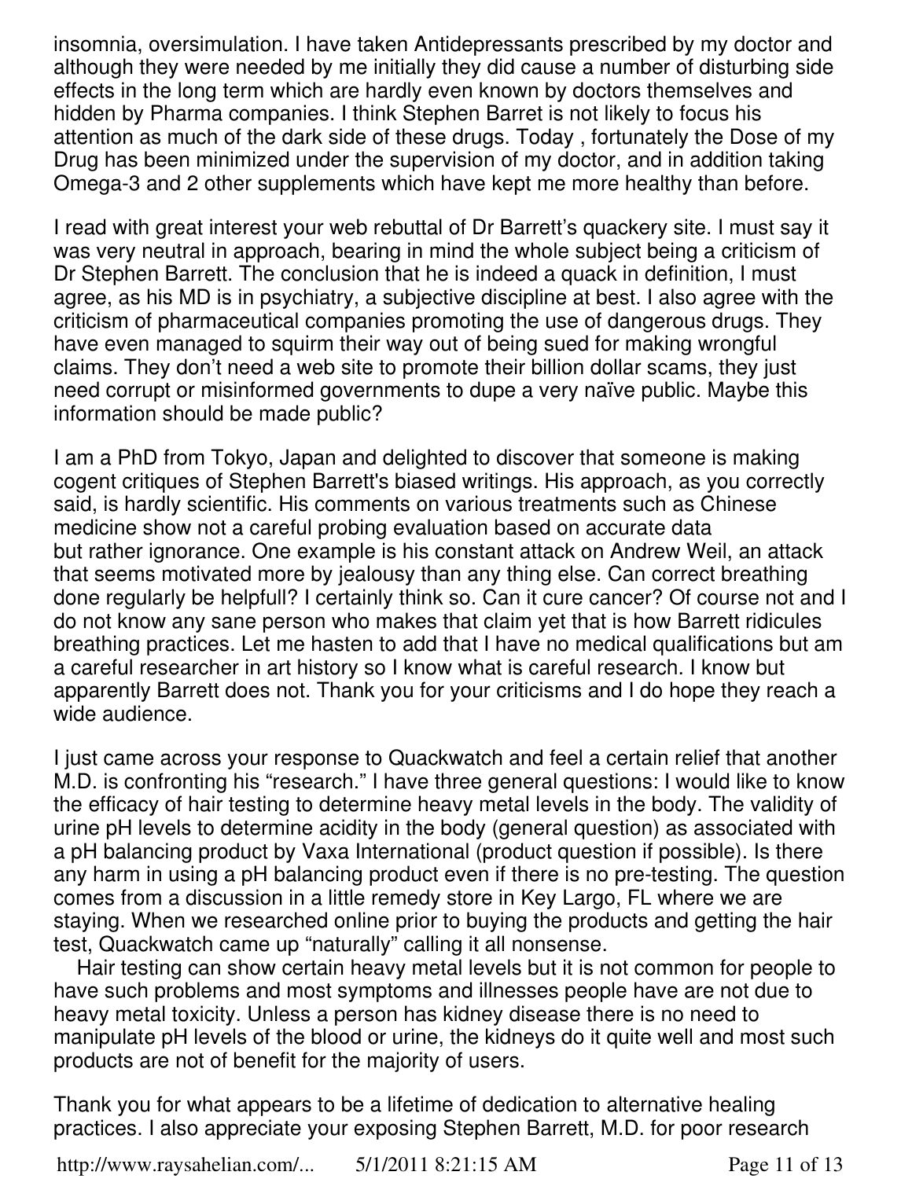insomnia, oversimulation. I have taken Antidepressants prescribed by my doctor and although they were needed by me initially they did cause a number of disturbing side effects in the long term which are hardly even known by doctors themselves and hidden by Pharma companies. I think Stephen Barret is not likely to focus his attention as much of the dark side of these drugs. Today , fortunately the Dose of my Drug has been minimized under the supervision of my doctor, and in addition taking Omega-3 and 2 other supplements which have kept me more healthy than before.

I read with great interest your web rebuttal of Dr Barrett's quackery site. I must say it was very neutral in approach, bearing in mind the whole subject being a criticism of Dr Stephen Barrett. The conclusion that he is indeed a quack in definition, I must agree, as his MD is in psychiatry, a subjective discipline at best. I also agree with the criticism of pharmaceutical companies promoting the use of dangerous drugs. They have even managed to squirm their way out of being sued for making wrongful claims. They don't need a web site to promote their billion dollar scams, they just need corrupt or misinformed governments to dupe a very naïve public. Maybe this information should be made public?

I am a PhD from Tokyo, Japan and delighted to discover that someone is making cogent critiques of Stephen Barrett's biased writings. His approach, as you correctly said, is hardly scientific. His comments on various treatments such as Chinese medicine show not a careful probing evaluation based on accurate data but rather ignorance. One example is his constant attack on Andrew Weil, an attack that seems motivated more by jealousy than any thing else. Can correct breathing done regularly be helpfull? I certainly think so. Can it cure cancer? Of course not and I do not know any sane person who makes that claim yet that is how Barrett ridicules breathing practices. Let me hasten to add that I have no medical qualifications but am a careful researcher in art history so I know what is careful research. I know but apparently Barrett does not. Thank you for your criticisms and I do hope they reach a wide audience.

I just came across your response to Quackwatch and feel a certain relief that another M.D. is confronting his "research." I have three general questions: I would like to know the efficacy of hair testing to determine heavy metal levels in the body. The validity of urine pH levels to determine acidity in the body (general question) as associated with a pH balancing product by Vaxa International (product question if possible). Is there any harm in using a pH balancing product even if there is no pre-testing. The question comes from a discussion in a little remedy store in Key Largo, FL where we are staying. When we researched online prior to buying the products and getting the hair test, Quackwatch came up "naturally" calling it all nonsense.

Hair testing can show certain heavy metal levels but it is not common for people to have such problems and most symptoms and illnesses people have are not due to heavy metal toxicity. Unless a person has kidney disease there is no need to manipulate pH levels of the blood or urine, the kidneys do it quite well and most such products are not of benefit for the majority of users.

Thank you for what appears to be a lifetime of dedication to alternative healing practices. I also appreciate your exposing Stephen Barrett, M.D. for poor research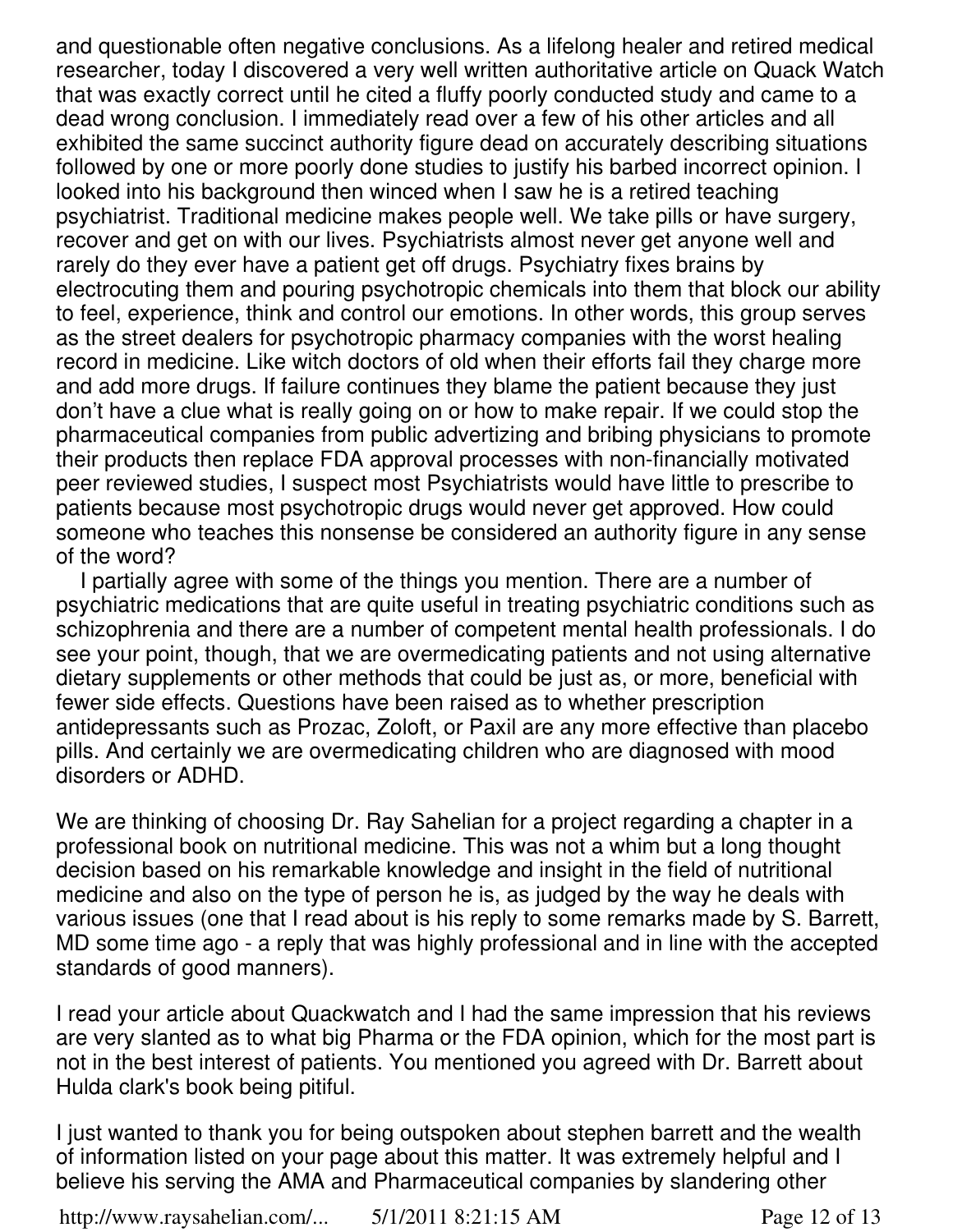and questionable often negative conclusions. As a lifelong healer and retired medical researcher, today I discovered a very well written authoritative article on Quack Watch that was exactly correct until he cited a fluffy poorly conducted study and came to a dead wrong conclusion. I immediately read over a few of his other articles and all exhibited the same succinct authority figure dead on accurately describing situations followed by one or more poorly done studies to justify his barbed incorrect opinion. I looked into his background then winced when I saw he is a retired teaching psychiatrist. Traditional medicine makes people well. We take pills or have surgery, recover and get on with our lives. Psychiatrists almost never get anyone well and rarely do they ever have a patient get off drugs. Psychiatry fixes brains by electrocuting them and pouring psychotropic chemicals into them that block our ability to feel, experience, think and control our emotions. In other words, this group serves as the street dealers for psychotropic pharmacy companies with the worst healing record in medicine. Like witch doctors of old when their efforts fail they charge more and add more drugs. If failure continues they blame the patient because they just don't have a clue what is really going on or how to make repair. If we could stop the pharmaceutical companies from public advertizing and bribing physicians to promote their products then replace FDA approval processes with non-financially motivated peer reviewed studies, I suspect most Psychiatrists would have little to prescribe to patients because most psychotropic drugs would never get approved. How could someone who teaches this nonsense be considered an authority figure in any sense of the word?

I partially agree with some of the things you mention. There are a number of psychiatric medications that are quite useful in treating psychiatric conditions such as schizophrenia and there are a number of competent mental health professionals. I do see your point, though, that we are overmedicating patients and not using alternative dietary supplements or other methods that could be just as, or more, beneficial with fewer side effects. Questions have been raised as to whether prescription antidepressants such as Prozac, Zoloft, or Paxil are any more effective than placebo pills. And certainly we are overmedicating children who are diagnosed with mood disorders or ADHD.

We are thinking of choosing Dr. Ray Sahelian for a project regarding a chapter in a professional book on nutritional medicine. This was not a whim but a long thought decision based on his remarkable knowledge and insight in the field of nutritional medicine and also on the type of person he is, as judged by the way he deals with various issues (one that I read about is his reply to some remarks made by S. Barrett, MD some time ago - a reply that was highly professional and in line with the accepted standards of good manners).

I read your article about Quackwatch and I had the same impression that his reviews are very slanted as to what big Pharma or the FDA opinion, which for the most part is not in the best interest of patients. You mentioned you agreed with Dr. Barrett about Hulda clark's book being pitiful.

I just wanted to thank you for being outspoken about stephen barrett and the wealth of information listed on your page about this matter. It was extremely helpful and I believe his serving the AMA and Pharmaceutical companies by slandering other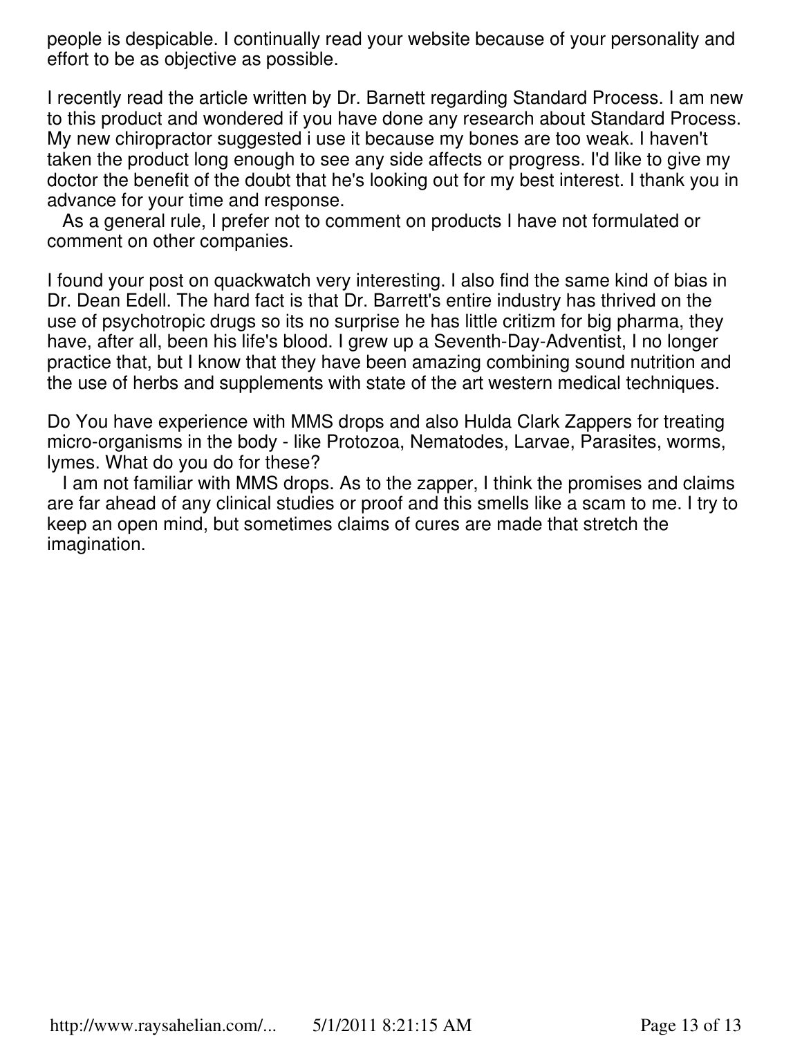people is despicable. I continually read your website because of your personality and effort to be as objective as possible.

I recently read the article written by Dr. Barnett regarding Standard Process. I am new to this product and wondered if you have done any research about Standard Process. My new chiropractor suggested i use it because my bones are too weak. I haven't taken the product long enough to see any side affects or progress. I'd like to give my doctor the benefit of the doubt that he's looking out for my best interest. I thank you in advance for your time and response.

As a general rule, I prefer not to comment on products I have not formulated or comment on other companies.

I found your post on quackwatch very interesting. I also find the same kind of bias in Dr. Dean Edell. The hard fact is that Dr. Barrett's entire industry has thrived on the use of psychotropic drugs so its no surprise he has little critizm for big pharma, they have, after all, been his life's blood. I grew up a Seventh-Day-Adventist, I no longer practice that, but I know that they have been amazing combining sound nutrition and the use of herbs and supplements with state of the art western medical techniques.

Do You have experience with MMS drops and also Hulda Clark Zappers for treating micro-organisms in the body - like Protozoa, Nematodes, Larvae, Parasites, worms, lymes. What do you do for these?

I am not familiar with MMS drops. As to the zapper, I think the promises and claims are far ahead of any clinical studies or proof and this smells like a scam to me. I try to keep an open mind, but sometimes claims of cures are made that stretch the imagination.